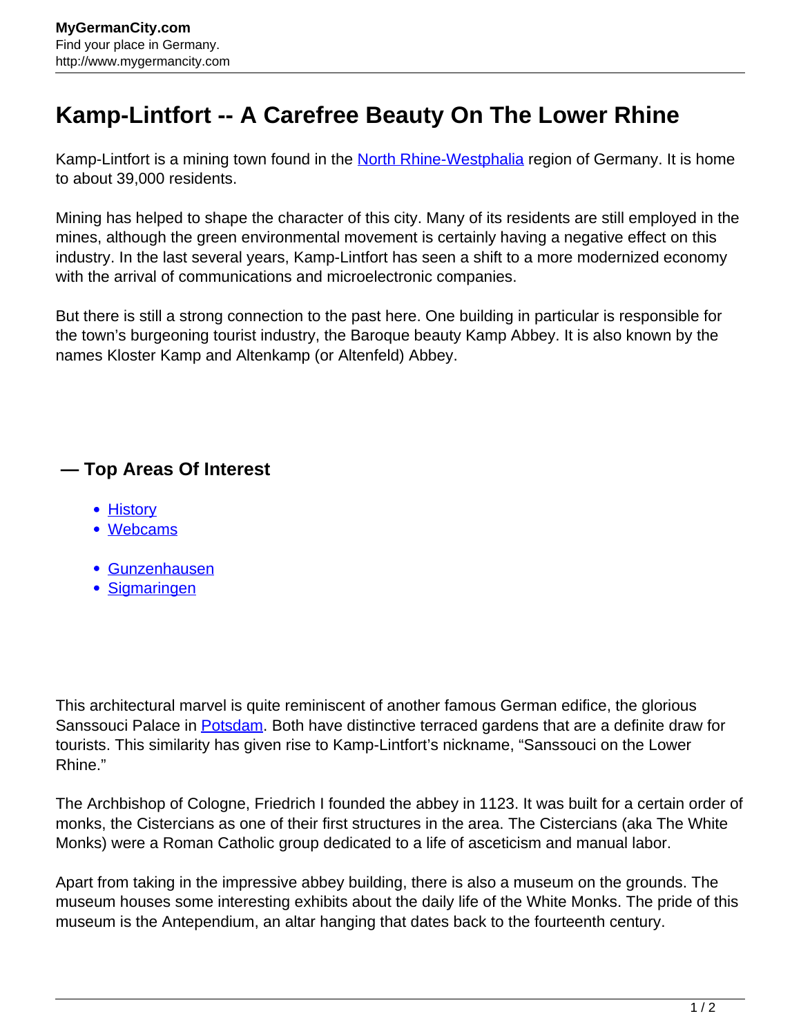# Kamp-Lintfort -- A Carefree Beauty On The Lower Rhine

Kamp-Lintfort is a mining town found in the North Rhine-Westphalia region of Germany. It is home to about 39,000 residents.

Mining has helped to shape the character of this city. Many of its residents are still employed in the mines, although the green environmental movement is certainly having a negative effect on this industry. In the last several years, Kamp-Lintfort has seen a shift to a more modernized economy with the arrival of communications and microelectronic companies.

But there is still a strong connection to the past here. One building in particular is responsible for the town's burgeoning tourist industry, the Baroque beauty Kamp Abbey. It is also known by the names Kloster Kamp and Altenkamp (or Altenfeld) Abbey.

## — Top Areas Of Interest

- History
- Webcams

- Gunzenhausen
- Sigmaringen

This architectural marvel is quite reminiscent of another famous German edifice, the glorious Sanssouci Palace in Potsdam. Both have distinctive terraced gardens that are a definite draw for tourists. This similarity has given rise to Kamp-Lintfort's nickname, "Sanssouci on the Lower Rhine."

The Archbishop of Cologne, Friedrich I founded the abbey in 1123. It was built for a certain order of monks, the Cistercians as one of their first structures in the area. The Cistercians (aka The White Monks) were a Roman Catholic group dedicated to a life of asceticism and manual labor.

Apart from taking in the impressive abbey building, there is also a museum on the grounds. The museum houses some interesting exhibits about the daily life of the White Monks. The pride of this museum is the Antependium, an altar hanging that dates back to the fourteenth century.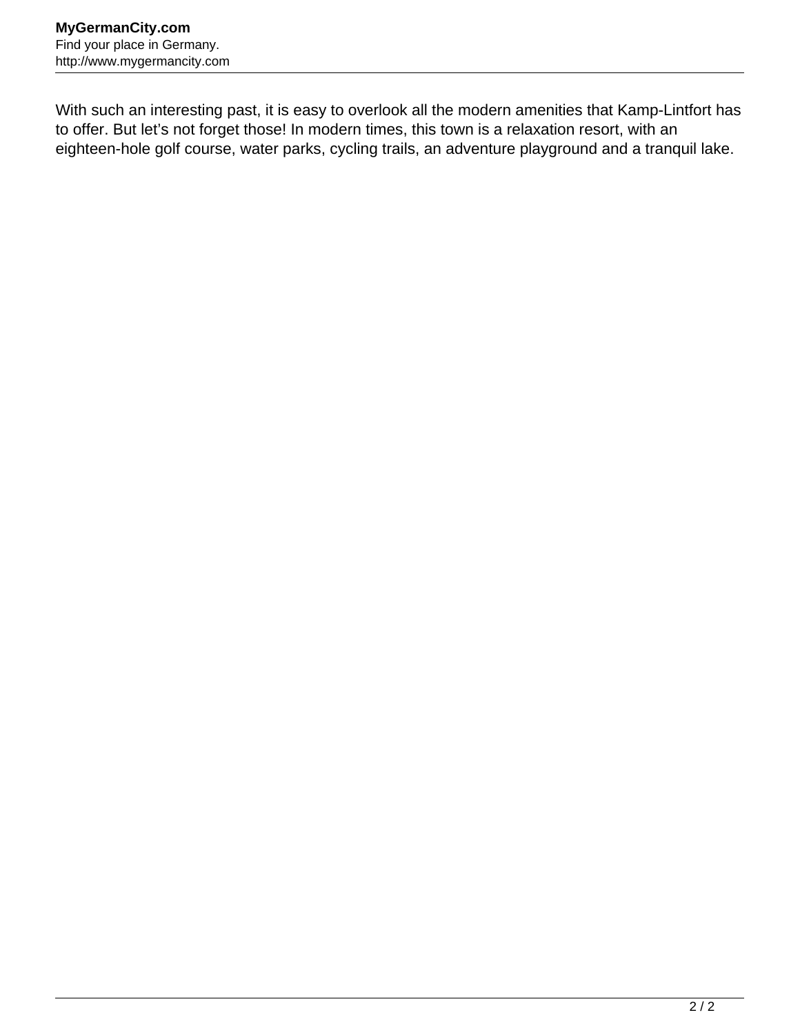With such an interesting past, it is easy to overlook all the modern amenities that Kamp-Lintfort has to offer. But let’s not forget those! In modern times, this town is a relaxation resort, with an eighteen-hole golf course, water parks, cycling trails, an adventure playground and a tranquil lake.